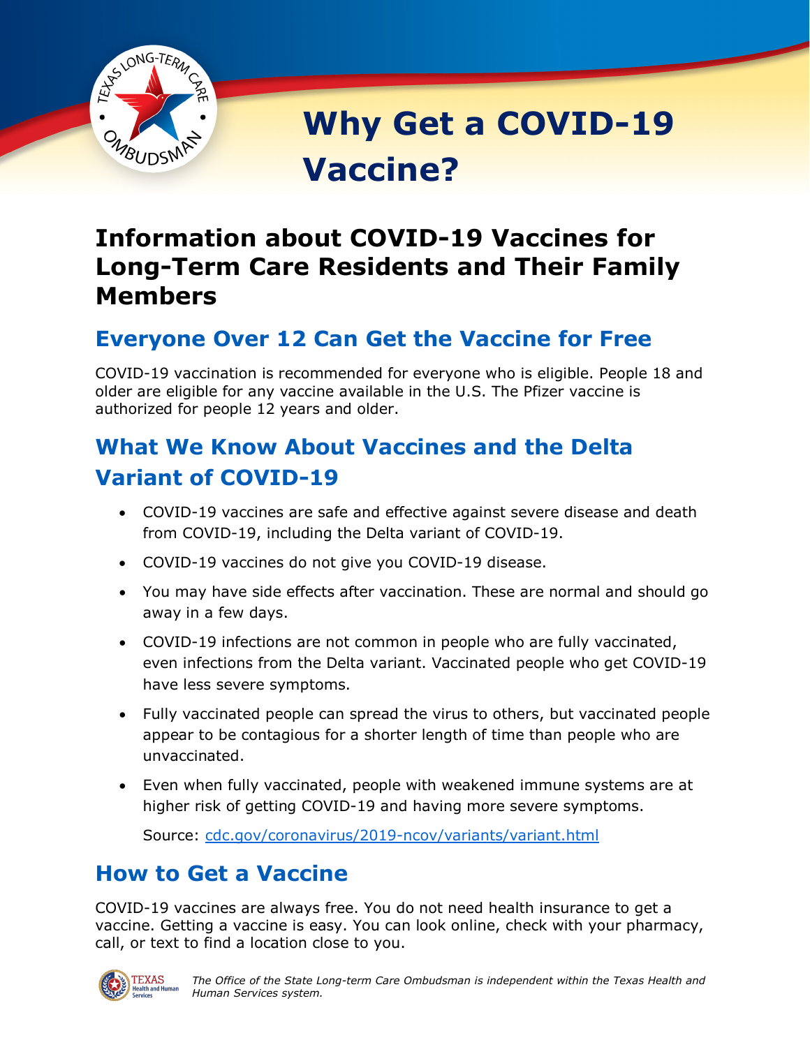# Why Get a COVID-19 Vaccine?

## Information about COVID-19 Vaccines for Long-Term Care Residents and Their Family Members

### Everyone Over 12 Can Get the Vaccine for Free

COVID-19 vaccination is recommended for everyone who is eligible. People 18 and older are eligible for any vaccine available in the U.S. The Pfizer vaccine is authorized for people 12 years and older.

### What We Know About Vaccines and the Delta Variant of COVID-19

- COVID-19 vaccines are safe and effective against severe disease and death from COVID-19, including the Delta variant of COVID-19.
- COVID-19 vaccines do not give you COVID-19 disease.
- You may have side effects after vaccination. These are normal and should go away in a few days.
- COVID-19 infections are not common in people who are fully vaccinated, even infections from the Delta variant. Vaccinated people who get COVID-19 have less severe symptoms.
- Fully vaccinated people can spread the virus to others, but vaccinated people appear to be contagious for a shorter length of time than people who are unvaccinated.
- Even when fully vaccinated, people with weakened immune systems are at higher risk of getting COVID-19 and having more severe symptoms.

  Source: [cdc.gov/coronavirus/2019-ncov/variants/variant.html](https://cdc.gov/coronavirus/2019-ncov/variants/variant.html)

### How to Get a Vaccine

COVID-19 vaccines are always free. You do not need health insurance to get a vaccine. Getting a vaccine is easy. You can look online, check with your pharmacy, call, or text to find a location close to you.

*The Office of the State Long-term Care Ombudsman is independent within the Texas Health and Human Services system.*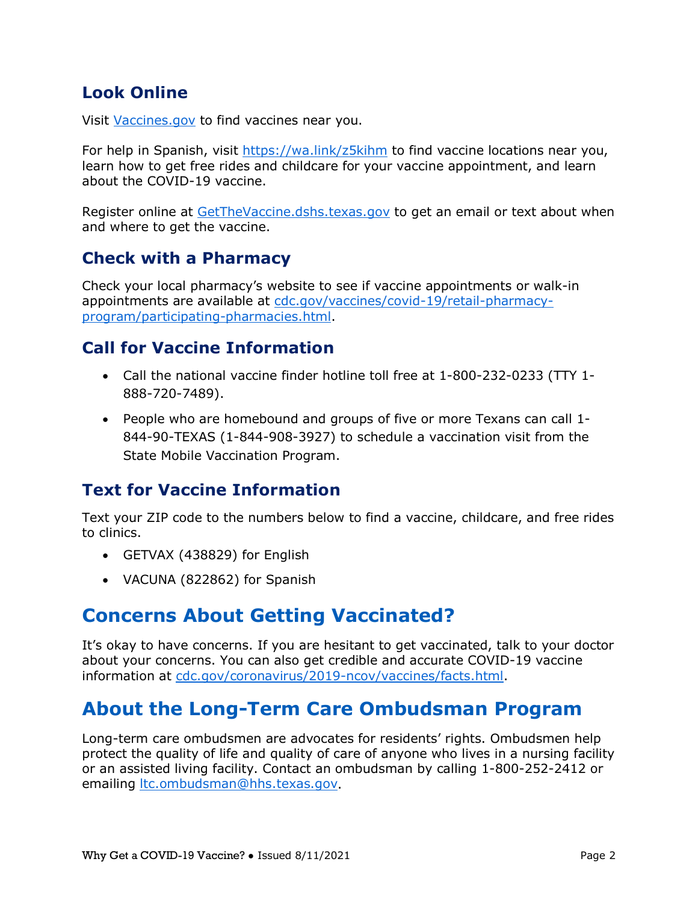### Look Online

Visit Vaccines.gov to find vaccines near you.

For help in Spanish, visit https://wa.link/z5kihm to find vaccine locations near you, learn how to get free rides and childcare for your vaccine appointment, and learn about the COVID-19 vaccine.

Register online at GetTheVaccine.dshs.texas.gov to get an email or text about when and where to get the vaccine.

### Check with a Pharmacy

Check your local pharmacy's website to see if vaccine appointments or walk-in appointments are available at cdc.gov/vaccines/covid-19/retail-pharmacy-program/participating-pharmacies.html.

### Call for Vaccine Information

- Call the national vaccine finder hotline toll free at 1-800-232-0233 (TTY 1-888-720-7489).
- People who are homebound and groups of five or more Texans can call 1-844-90-TEXAS (1-844-908-3927) to schedule a vaccination visit from the State Mobile Vaccination Program.

### Text for Vaccine Information

Text your ZIP code to the numbers below to find a vaccine, childcare, and free rides to clinics.

- GETVAX (438829) for English
- VACUNA (822862) for Spanish

## Concerns About Getting Vaccinated?

It's okay to have concerns. If you are hesitant to get vaccinated, talk to your doctor about your concerns. You can also get credible and accurate COVID-19 vaccine information at cdc.gov/coronavirus/2019-ncov/vaccines/facts.html.

## About the Long-Term Care Ombudsman Program

Long-term care ombudsmen are advocates for residents' rights. Ombudsmen help protect the quality of life and quality of care of anyone who lives in a nursing facility or an assisted living facility. Contact an ombudsman by calling 1-800-252-2412 or emailing ltc.ombudsman@hhs.texas.gov.